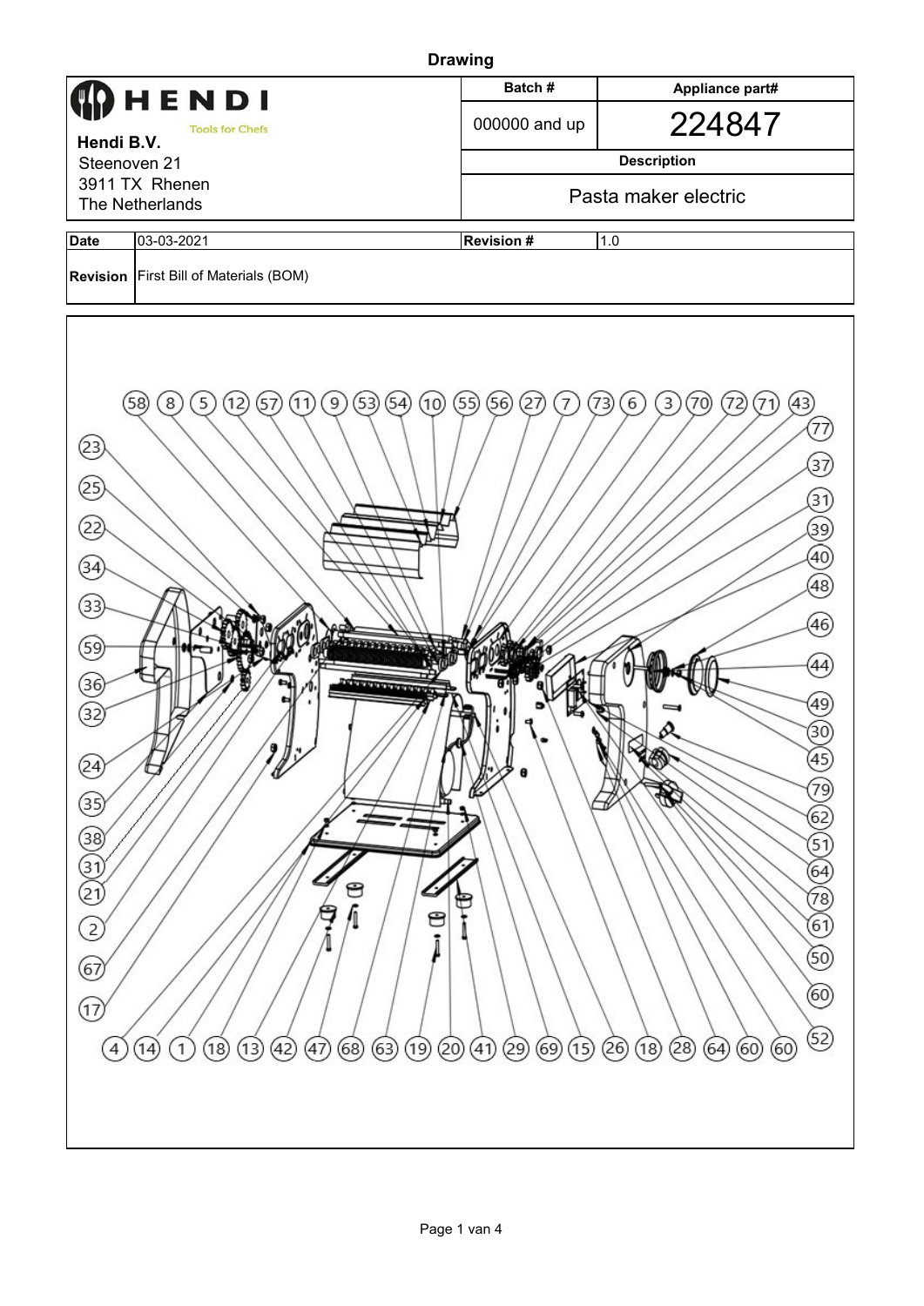**Drawing**

| HENDI Tools for Chefs<br>**Hendi B.V.**<br>Steenoven 21<br>3911 TX Rhenen<br>The Netherlands | **Batch #** | **Appliance part#** |
|---|---|---|
| | 000000 and up | 224847 |
| | **Description** | |
| | Pasta maker electric | |

| **Date** | 03-03-2021 | **Revision #** | 1.0 |
|---|---|---|---|
| **Revision** | First Bill of Materials (BOM) | | |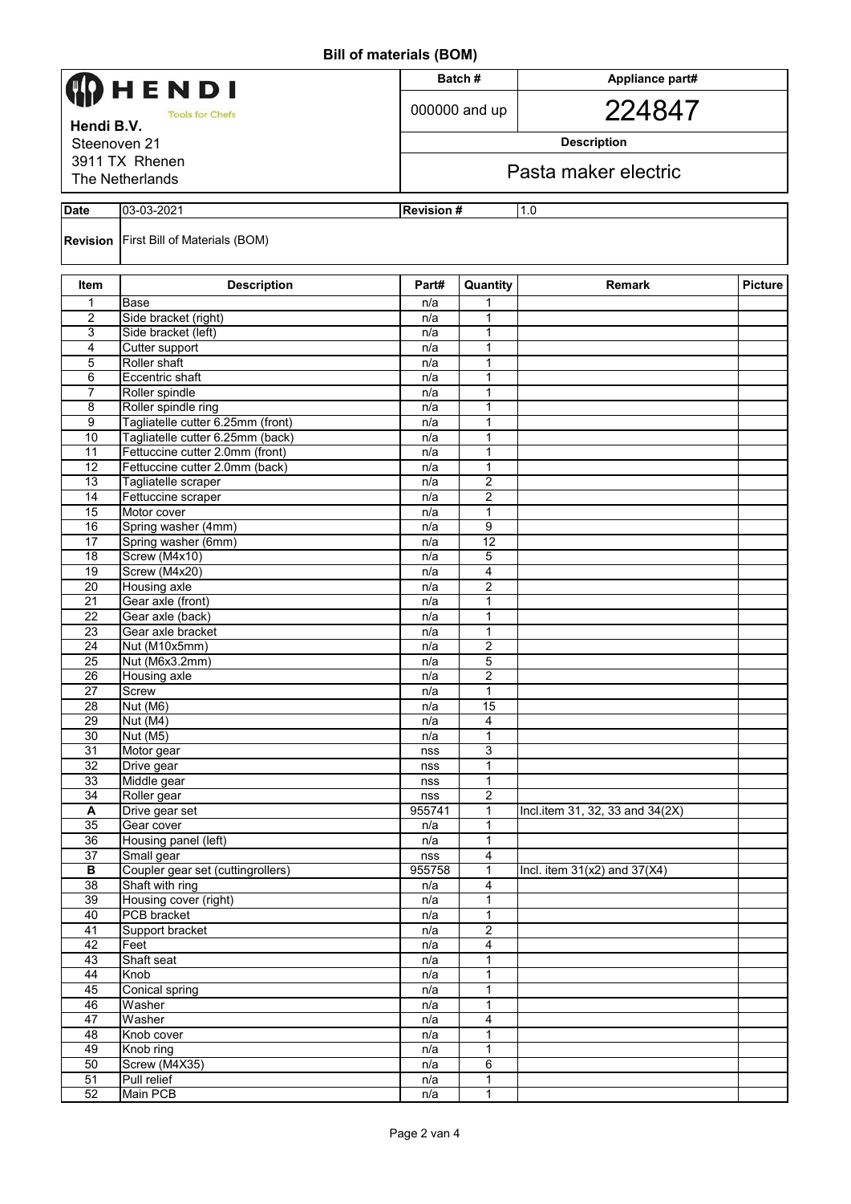# Bill of materials (BOM)

| HENDI Tools for Chefs | Batch # | Appliance part# |
|---|---|---|
| **Hendi B.V.**<br>Steenoven 21<br>3911 TX Rhenen<br>The Netherlands | 000000 and up | 224847 |
| | **Description** | |
| | Pasta maker electric | |

| **Date** | 03-03-2021 | **Revision #** | 1.0 |
|---|---|---|---|
| **Revision** | First Bill of Materials (BOM) | | |

| Item | Description | Part# | Quantity | Remark | Picture |
|---|---|---|---|---|---|
| 1 | Base | n/a | 1 | | |
| 2 | Side bracket (right) | n/a | 1 | | |
| 3 | Side bracket (left) | n/a | 1 | | |
| 4 | Cutter support | n/a | 1 | | |
| 5 | Roller shaft | n/a | 1 | | |
| 6 | Eccentric shaft | n/a | 1 | | |
| 7 | Roller spindle | n/a | 1 | | |
| 8 | Roller spindle ring | n/a | 1 | | |
| 9 | Tagliatelle cutter 6.25mm (front) | n/a | 1 | | |
| 10 | Tagliatelle cutter 6.25mm (back) | n/a | 1 | | |
| 11 | Fettuccine cutter 2.0mm (front) | n/a | 1 | | |
| 12 | Fettuccine cutter 2.0mm (back) | n/a | 1 | | |
| 13 | Tagliatelle scraper | n/a | 2 | | |
| 14 | Fettuccine scraper | n/a | 2 | | |
| 15 | Motor cover | n/a | 1 | | |
| 16 | Spring washer (4mm) | n/a | 9 | | |
| 17 | Spring washer (6mm) | n/a | 12 | | |
| 18 | Screw (M4x10) | n/a | 5 | | |
| 19 | Screw (M4x20) | n/a | 4 | | |
| 20 | Housing axle | n/a | 2 | | |
| 21 | Gear axle (front) | n/a | 1 | | |
| 22 | Gear axle (back) | n/a | 1 | | |
| 23 | Gear axle bracket | n/a | 1 | | |
| 24 | Nut (M10x5mm) | n/a | 2 | | |
| 25 | Nut (M6x3.2mm) | n/a | 5 | | |
| 26 | Housing axle | n/a | 2 | | |
| 27 | Screw | n/a | 1 | | |
| 28 | Nut (M6) | n/a | 15 | | |
| 29 | Nut (M4) | n/a | 4 | | |
| 30 | Nut (M5) | n/a | 1 | | |
| 31 | Motor gear | nss | 3 | | |
| 32 | Drive gear | nss | 1 | | |
| 33 | Middle gear | nss | 1 | | |
| 34 | Roller gear | nss | 2 | | |
| **A** | Drive gear set | 955741 | 1 | Incl.item 31, 32, 33 and 34(2X) | |
| 35 | Gear cover | n/a | 1 | | |
| 36 | Housing panel (left) | n/a | 1 | | |
| 37 | Small gear | nss | 4 | | |
| **B** | Coupler gear set (cuttingrollers) | 955758 | 1 | Incl. item 31(x2) and 37(X4) | |
| 38 | Shaft with ring | n/a | 4 | | |
| 39 | Housing cover (right) | n/a | 1 | | |
| 40 | PCB bracket | n/a | 1 | | |
| 41 | Support bracket | n/a | 2 | | |
| 42 | Feet | n/a | 4 | | |
| 43 | Shaft seat | n/a | 1 | | |
| 44 | Knob | n/a | 1 | | |
| 45 | Conical spring | n/a | 1 | | |
| 46 | Washer | n/a | 1 | | |
| 47 | Washer | n/a | 4 | | |
| 48 | Knob cover | n/a | 1 | | |
| 49 | Knob ring | n/a | 1 | | |
| 50 | Screw (M4X35) | n/a | 6 | | |
| 51 | Pull relief | n/a | 1 | | |
| 52 | Main PCB | n/a | 1 | | |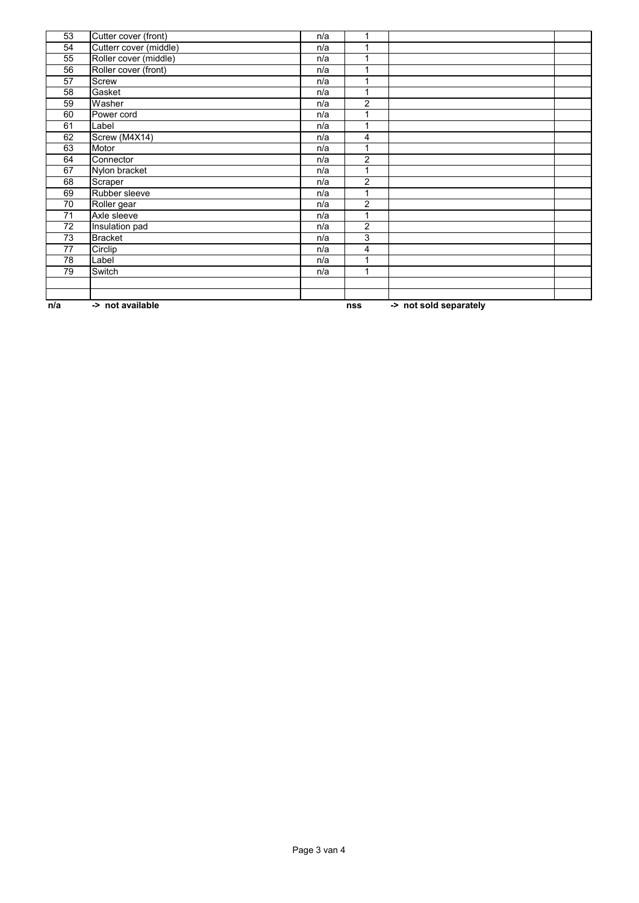| | | | | | |
|---|---|---|---|---|---|
| 53 | Cutter cover (front) | n/a | 1 | | |
| 54 | Cutterr cover (middle) | n/a | 1 | | |
| 55 | Roller cover (middle) | n/a | 1 | | |
| 56 | Roller cover (front) | n/a | 1 | | |
| 57 | Screw | n/a | 1 | | |
| 58 | Gasket | n/a | 1 | | |
| 59 | Washer | n/a | 2 | | |
| 60 | Power cord | n/a | 1 | | |
| 61 | Label | n/a | 1 | | |
| 62 | Screw (M4X14) | n/a | 4 | | |
| 63 | Motor | n/a | 1 | | |
| 64 | Connector | n/a | 2 | | |
| 67 | Nylon bracket | n/a | 1 | | |
| 68 | Scraper | n/a | 2 | | |
| 69 | Rubber sleeve | n/a | 1 | | |
| 70 | Roller gear | n/a | 2 | | |
| 71 | Axle sleeve | n/a | 1 | | |
| 72 | Insulation pad | n/a | 2 | | |
| 73 | Bracket | n/a | 3 | | |
| 77 | Circlip | n/a | 4 | | |
| 78 | Label | n/a | 1 | | |
| 79 | Switch | n/a | 1 | | |
| | | | | | |
| | | | | | |

**n/a** **-> not available** **nss** **-> not sold separately**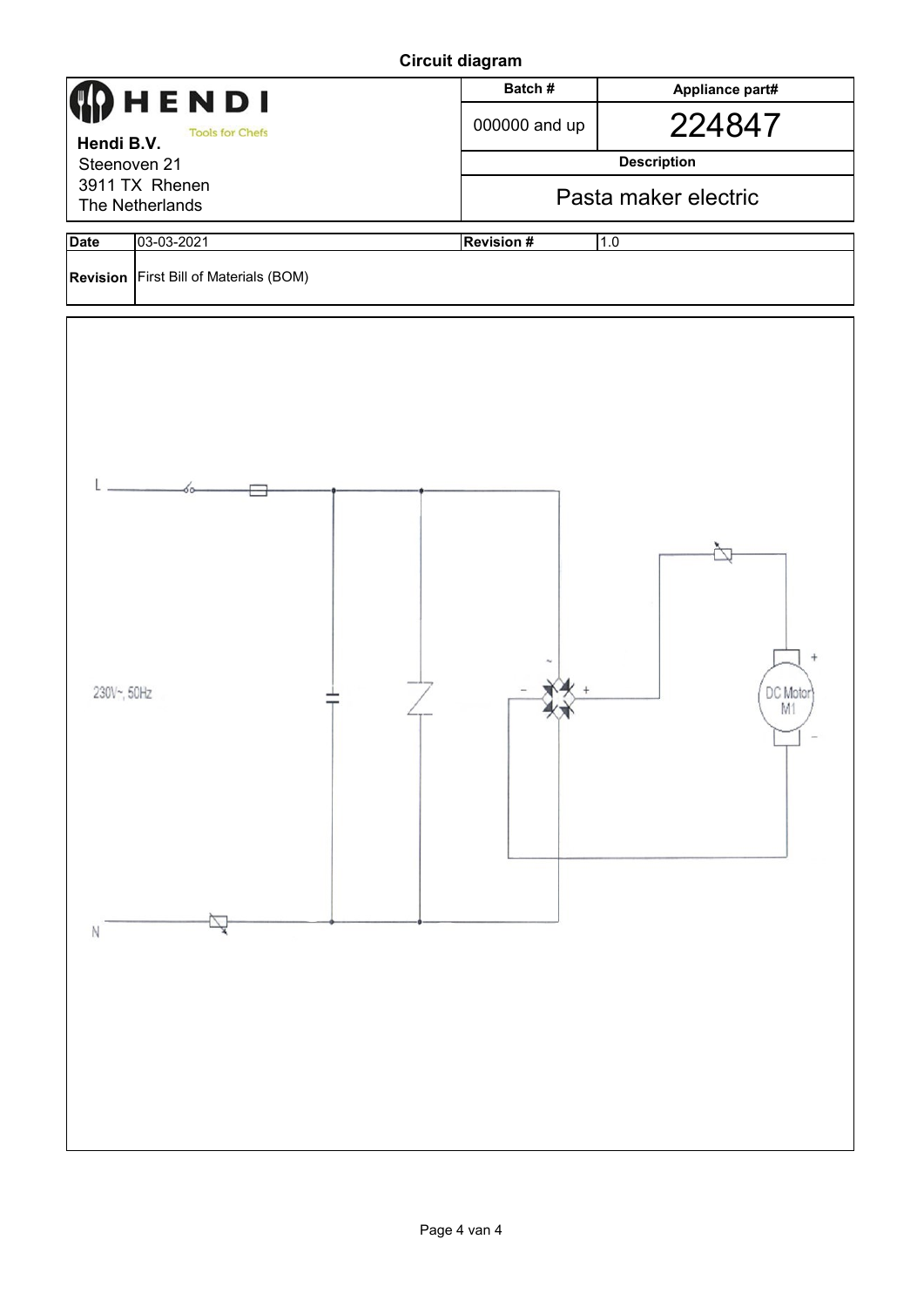## Circuit diagram

| | Batch # | Appliance part# |
|---|---|---|
| **HENDI** Tools for Chefs<br>**Hendi B.V.**<br>Steenoven 21<br>3911 TX Rhenen<br>The Netherlands | 000000 and up | 224847 |
| | **Description** | |
| | Pasta maker electric | |

| **Date** | 03-03-2021 | **Revision #** | 1.0 |
|---|---|---|---|
| **Revision** | First Bill of Materials (BOM) | | |

L

230V~, 50Hz

N

~

\-

\+

DC Motor
M1

\+

\-